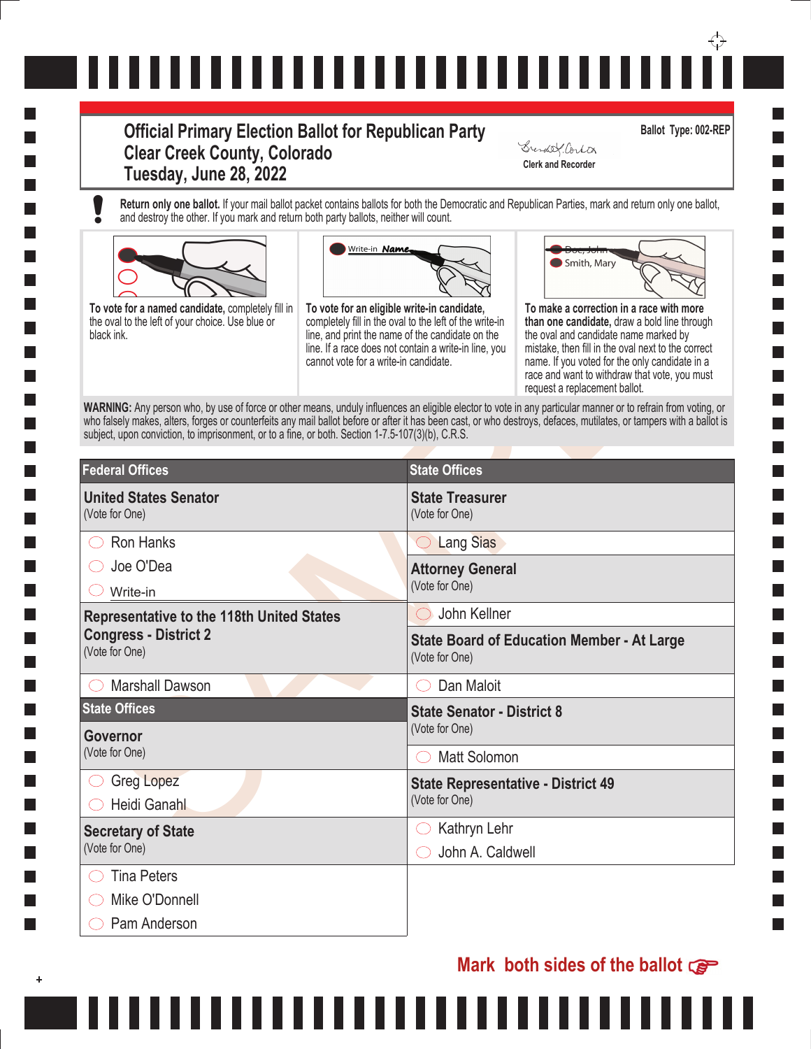# Official Primary Election Ballot for Republican Party
## Clear Creek County, Colorado
## Tuesday, June 28, 2022

Clerk and Recorder

**Ballot Type: 002-REP**

**Return only one ballot.** If your mail ballot packet contains ballots for both the Democratic and Republican Parties, mark and return only one ballot, and destroy the other. If you mark and return both party ballots, neither will count.

**To vote for a named candidate,** completely fill in the oval to the left of your choice. Use blue or black ink.

**To vote for an eligible write-in candidate,** completely fill in the oval to the left of the write-in line, and print the name of the candidate on the line. If a race does not contain a write-in line, you cannot vote for a write-in candidate.

**To make a correction in a race with more than one candidate,** draw a bold line through the oval and candidate name marked by mistake, then fill in the oval next to the correct name. If you voted for the only candidate in a race and want to withdraw that vote, you must request a replacement ballot.

**WARNING:** Any person who, by use of force or other means, unduly influences an eligible elector to vote in any particular manner or to refrain from voting, or who falsely makes, alters, forges or counterfeits any mail ballot before or after it has been cast, or who destroys, defaces, mutilates, or tampers with a ballot is subject, upon conviction, to imprisonment, or to a fine, or both. Section 1-7.5-107(3)(b), C.R.S.

## Federal Offices

### United States Senator
(Vote for One)

- ◯ Ron Hanks
- ◯ Joe O'Dea
- ◯ Write-in ____________

### Representative to the 118th United States Congress - District 2
(Vote for One)

- ◯ Marshall Dawson

## State Offices

### Governor
(Vote for One)

- ◯ Greg Lopez
- ◯ Heidi Ganahl

### Secretary of State
(Vote for One)

- ◯ Tina Peters
- ◯ Mike O'Donnell
- ◯ Pam Anderson

### State Treasurer
(Vote for One)

- ◯ Lang Sias

### Attorney General
(Vote for One)

- ◯ John Kellner

### State Board of Education Member - At Large
(Vote for One)

- ◯ Dan Maloit

### State Senator - District 8
(Vote for One)

- ◯ Matt Solomon

### State Representative - District 49
(Vote for One)

- ◯ Kathryn Lehr
- ◯ John A. Caldwell

**Mark both sides of the ballot**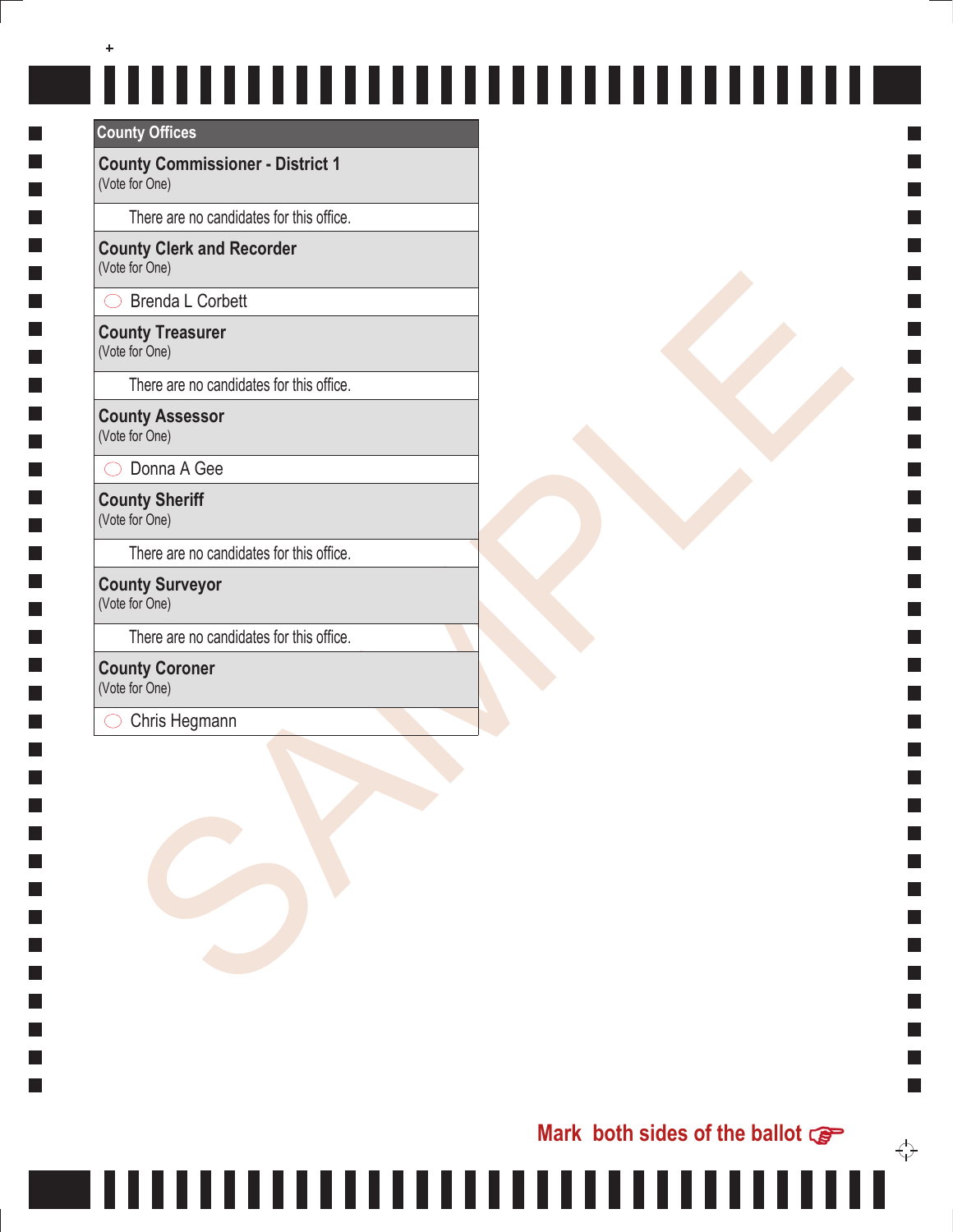## County Offices

### County Commissioner - District 1
(Vote for One)

There are no candidates for this office.

### County Clerk and Recorder
(Vote for One)

- ○ Brenda L Corbett

### County Treasurer
(Vote for One)

There are no candidates for this office.

### County Assessor
(Vote for One)

- ○ Donna A Gee

### County Sheriff
(Vote for One)

There are no candidates for this office.

### County Surveyor
(Vote for One)

There are no candidates for this office.

### County Coroner
(Vote for One)

- ○ Chris Hegmann

SAMPLE

**Mark both sides of the ballot** ☞